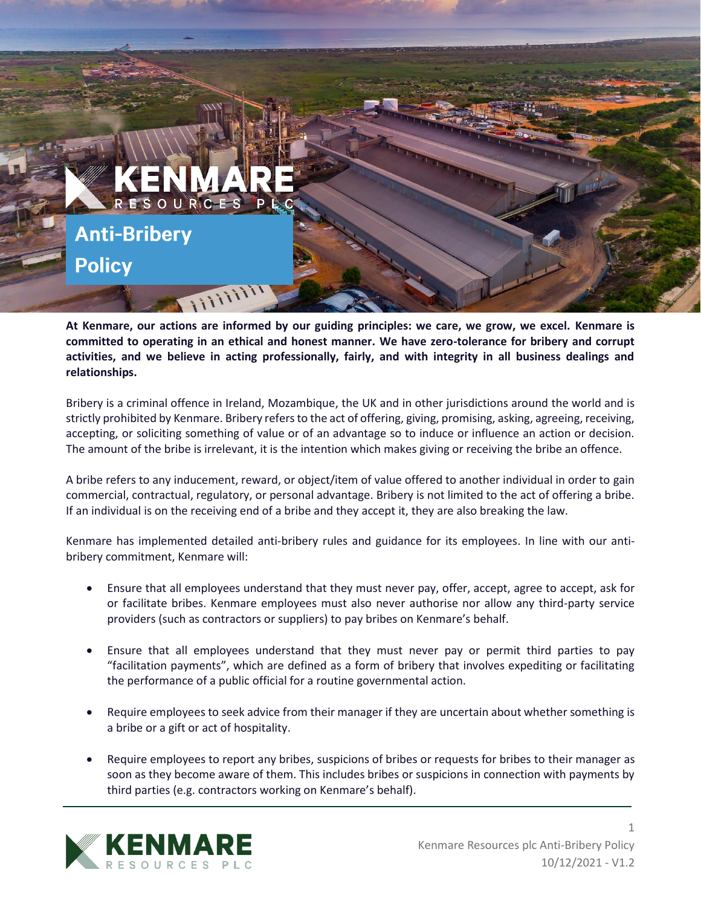# Anti-Bribery Policy

**At Kenmare, our actions are informed by our guiding principles: we care, we grow, we excel. Kenmare is committed to operating in an ethical and honest manner. We have zero-tolerance for bribery and corrupt activities, and we believe in acting professionally, fairly, and with integrity in all business dealings and relationships.**

Bribery is a criminal offence in Ireland, Mozambique, the UK and in other jurisdictions around the world and is strictly prohibited by Kenmare. Bribery refers to the act of offering, giving, promising, asking, agreeing, receiving, accepting, or soliciting something of value or of an advantage so to induce or influence an action or decision. The amount of the bribe is irrelevant, it is the intention which makes giving or receiving the bribe an offence.

A bribe refers to any inducement, reward, or object/item of value offered to another individual in order to gain commercial, contractual, regulatory, or personal advantage. Bribery is not limited to the act of offering a bribe. If an individual is on the receiving end of a bribe and they accept it, they are also breaking the law.

Kenmare has implemented detailed anti-bribery rules and guidance for its employees. In line with our anti-bribery commitment, Kenmare will:

- Ensure that all employees understand that they must never pay, offer, accept, agree to accept, ask for or facilitate bribes. Kenmare employees must also never authorise nor allow any third-party service providers (such as contractors or suppliers) to pay bribes on Kenmare's behalf.
- Ensure that all employees understand that they must never pay or permit third parties to pay "facilitation payments", which are defined as a form of bribery that involves expediting or facilitating the performance of a public official for a routine governmental action.
- Require employees to seek advice from their manager if they are uncertain about whether something is a bribe or a gift or act of hospitality.
- Require employees to report any bribes, suspicions of bribes or requests for bribes to their manager as soon as they become aware of them. This includes bribes or suspicions in connection with payments by third parties (e.g. contractors working on Kenmare's behalf).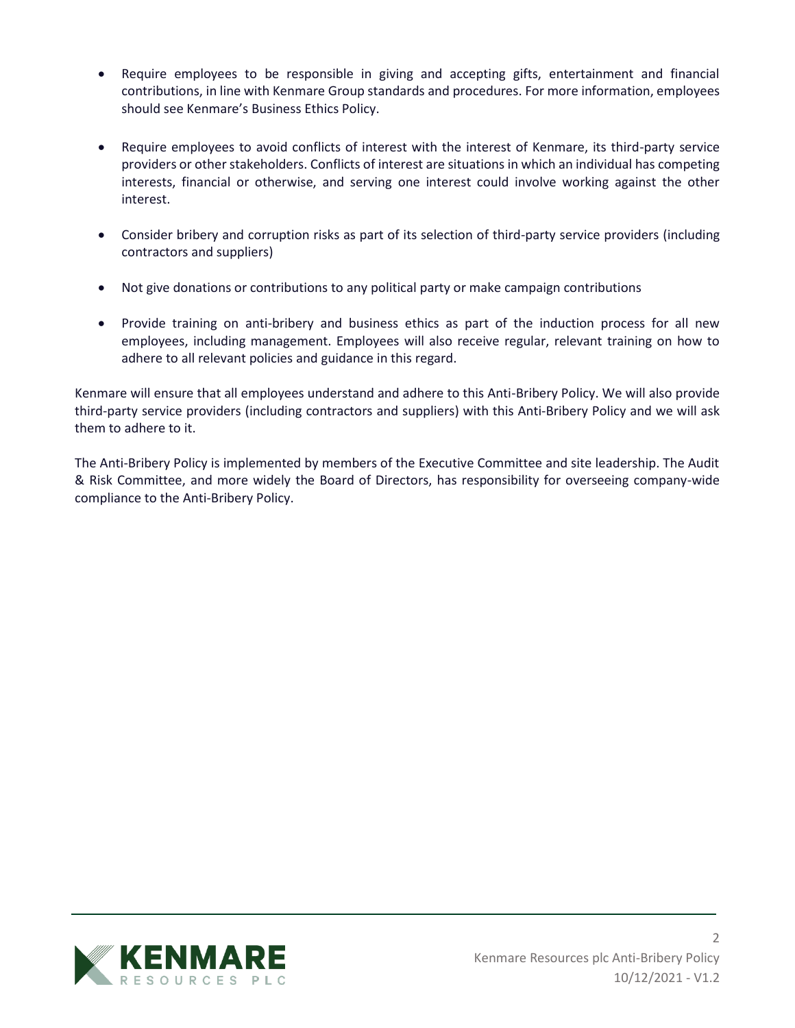- Require employees to be responsible in giving and accepting gifts, entertainment and financial contributions, in line with Kenmare Group standards and procedures. For more information, employees should see Kenmare's Business Ethics Policy.

- Require employees to avoid conflicts of interest with the interest of Kenmare, its third-party service providers or other stakeholders. Conflicts of interest are situations in which an individual has competing interests, financial or otherwise, and serving one interest could involve working against the other interest.

- Consider bribery and corruption risks as part of its selection of third-party service providers (including contractors and suppliers)

- Not give donations or contributions to any political party or make campaign contributions

- Provide training on anti-bribery and business ethics as part of the induction process for all new employees, including management. Employees will also receive regular, relevant training on how to adhere to all relevant policies and guidance in this regard.

Kenmare will ensure that all employees understand and adhere to this Anti-Bribery Policy. We will also provide third-party service providers (including contractors and suppliers) with this Anti-Bribery Policy and we will ask them to adhere to it.

The Anti-Bribery Policy is implemented by members of the Executive Committee and site leadership. The Audit & Risk Committee, and more widely the Board of Directors, has responsibility for overseeing company-wide compliance to the Anti-Bribery Policy.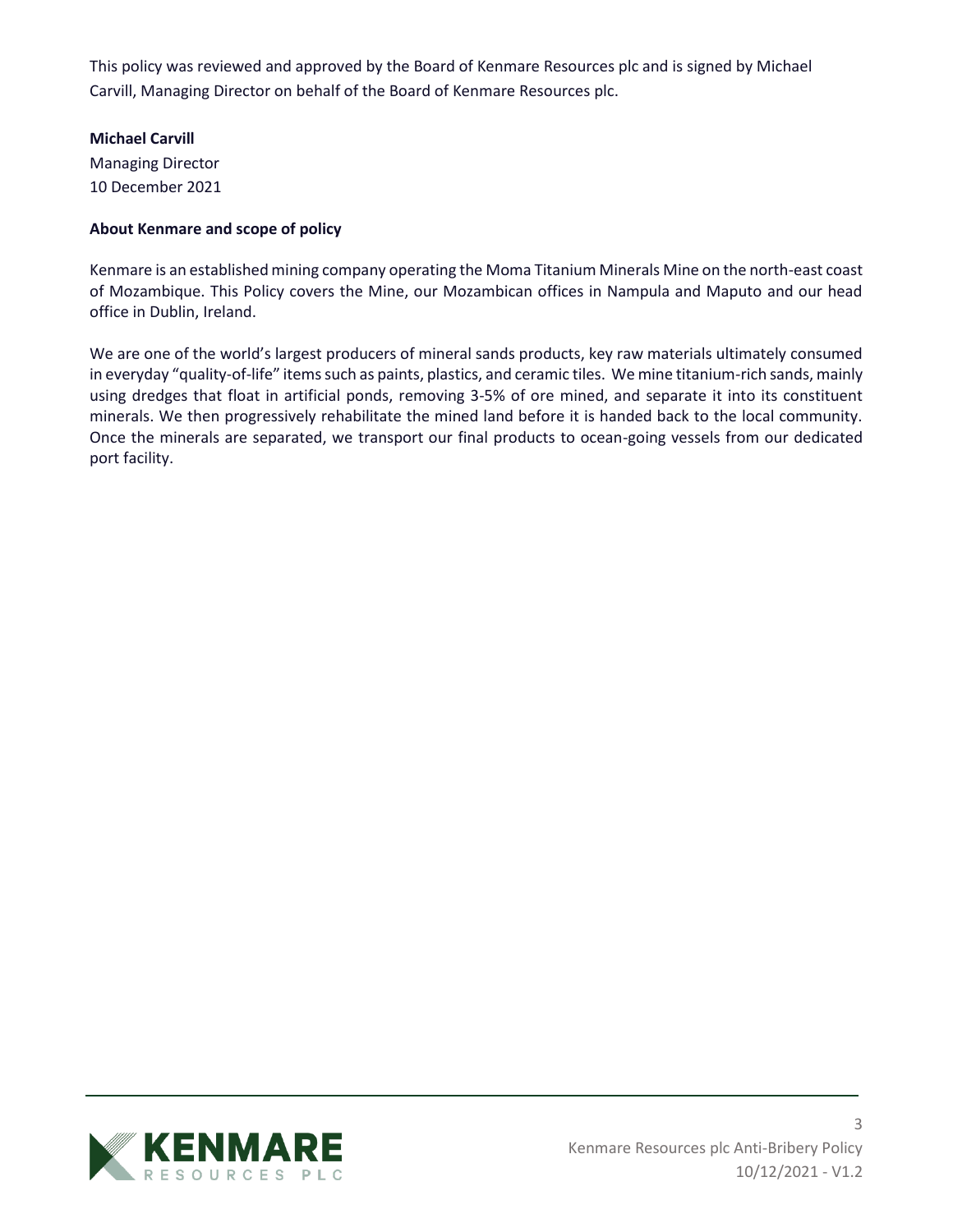This policy was reviewed and approved by the Board of Kenmare Resources plc and is signed by Michael Carvill, Managing Director on behalf of the Board of Kenmare Resources plc.

**Michael Carvill**
Managing Director
10 December 2021

**About Kenmare and scope of policy**

Kenmare is an established mining company operating the Moma Titanium Minerals Mine on the north-east coast of Mozambique. This Policy covers the Mine, our Mozambican offices in Nampula and Maputo and our head office in Dublin, Ireland.

We are one of the world's largest producers of mineral sands products, key raw materials ultimately consumed in everyday "quality-of-life" items such as paints, plastics, and ceramic tiles. We mine titanium-rich sands, mainly using dredges that float in artificial ponds, removing 3-5% of ore mined, and separate it into its constituent minerals. We then progressively rehabilitate the mined land before it is handed back to the local community. Once the minerals are separated, we transport our final products to ocean-going vessels from our dedicated port facility.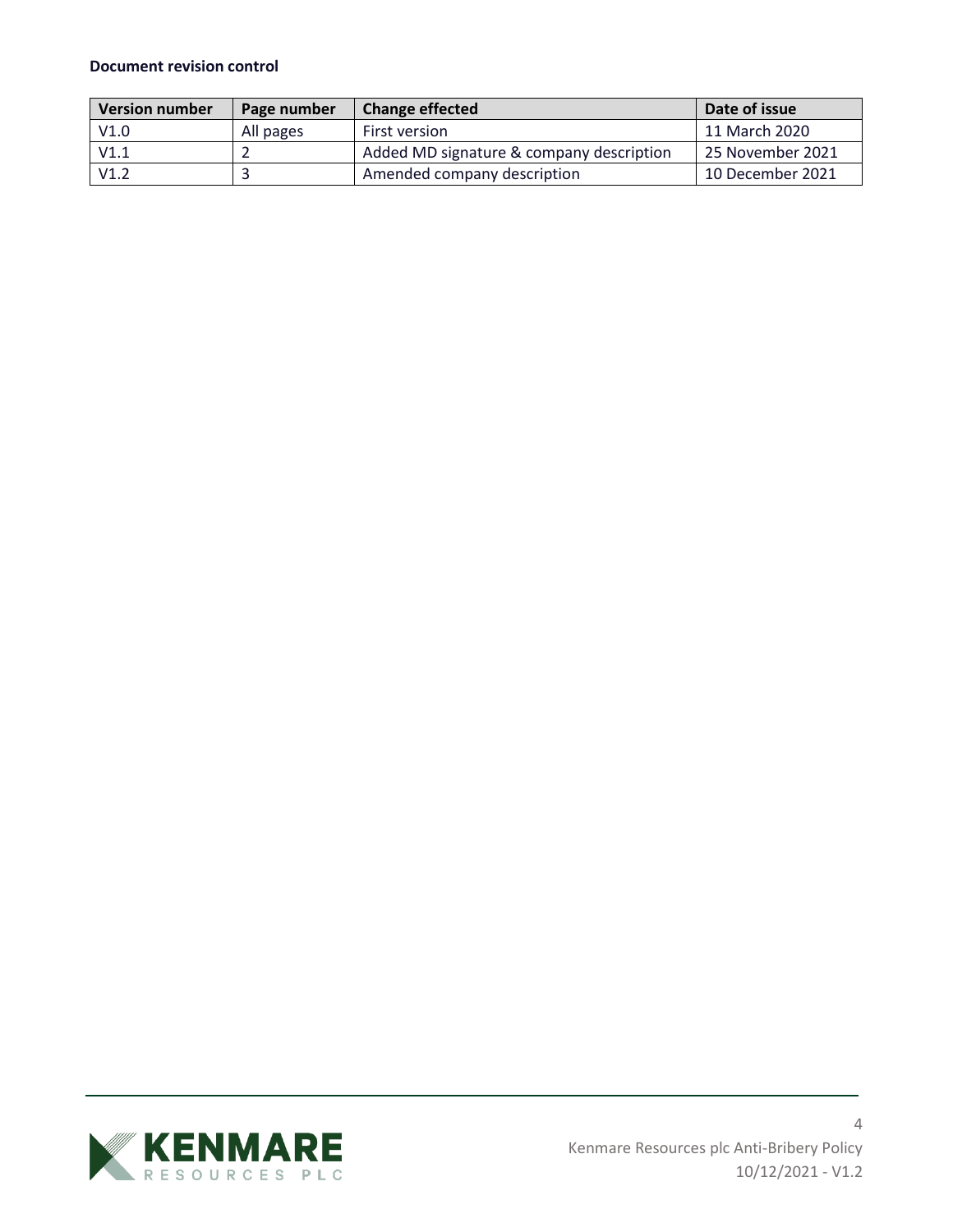**Document revision control**

| Version number | Page number | Change effected | Date of issue |
|---|---|---|---|
| V1.0 | All pages | First version | 11 March 2020 |
| V1.1 | 2 | Added MD signature & company description | 25 November 2021 |
| V1.2 | 3 | Amended company description | 10 December 2021 |